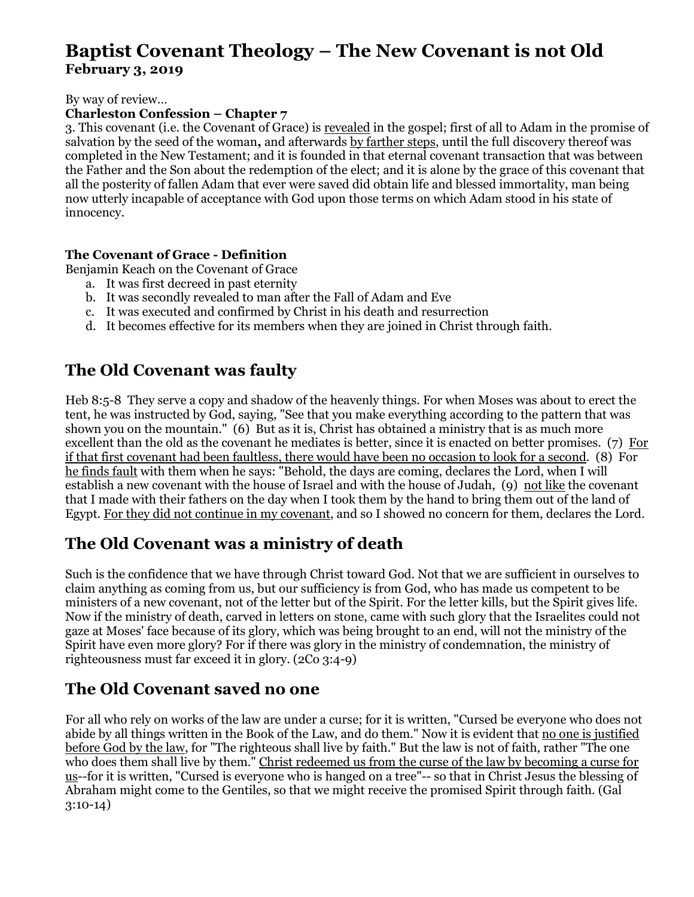# Baptist Covenant Theology – The New Covenant is not Old

**February 3, 2019**

By way of review…

**Charleston Confession – Chapter 7**

3. This covenant (i.e. the Covenant of Grace) is <u>revealed</u> in the gospel; first of all to Adam in the promise of salvation by the seed of the woman**,** and afterwards <u>by farther steps</u>, until the full discovery thereof was completed in the New Testament; and it is founded in that eternal covenant transaction that was between the Father and the Son about the redemption of the elect; and it is alone by the grace of this covenant that all the posterity of fallen Adam that ever were saved did obtain life and blessed immortality, man being now utterly incapable of acceptance with God upon those terms on which Adam stood in his state of innocency.

**The Covenant of Grace - Definition**

Benjamin Keach on the Covenant of Grace

a. It was first decreed in past eternity
b. It was secondly revealed to man after the Fall of Adam and Eve
c. It was executed and confirmed by Christ in his death and resurrection
d. It becomes effective for its members when they are joined in Christ through faith.

## The Old Covenant was faulty

Heb 8:5-8 They serve a copy and shadow of the heavenly things. For when Moses was about to erect the tent, he was instructed by God, saying, "See that you make everything according to the pattern that was shown you on the mountain." (6) But as it is, Christ has obtained a ministry that is as much more excellent than the old as the covenant he mediates is better, since it is enacted on better promises. (7) <u>For if that first covenant had been faultless, there would have been no occasion to look for a second</u>. (8) For <u>he finds fault</u> with them when he says: "Behold, the days are coming, declares the Lord, when I will establish a new covenant with the house of Israel and with the house of Judah, (9) <u>not like</u> the covenant that I made with their fathers on the day when I took them by the hand to bring them out of the land of Egypt. <u>For they did not continue in my covenant</u>, and so I showed no concern for them, declares the Lord.

## The Old Covenant was a ministry of death

Such is the confidence that we have through Christ toward God. Not that we are sufficient in ourselves to claim anything as coming from us, but our sufficiency is from God, who has made us competent to be ministers of a new covenant, not of the letter but of the Spirit. For the letter kills, but the Spirit gives life. Now if the ministry of death, carved in letters on stone, came with such glory that the Israelites could not gaze at Moses' face because of its glory, which was being brought to an end, will not the ministry of the Spirit have even more glory? For if there was glory in the ministry of condemnation, the ministry of righteousness must far exceed it in glory. (2Co 3:4-9)

## The Old Covenant saved no one

For all who rely on works of the law are under a curse; for it is written, "Cursed be everyone who does not abide by all things written in the Book of the Law, and do them." Now it is evident that <u>no one is justified before God by the law</u>, for "The righteous shall live by faith." But the law is not of faith, rather "The one who does them shall live by them." <u>Christ redeemed us from the curse of the law by becoming a curse for us</u>--for it is written, "Cursed is everyone who is hanged on a tree"-- so that in Christ Jesus the blessing of Abraham might come to the Gentiles, so that we might receive the promised Spirit through faith. (Gal 3:10-14)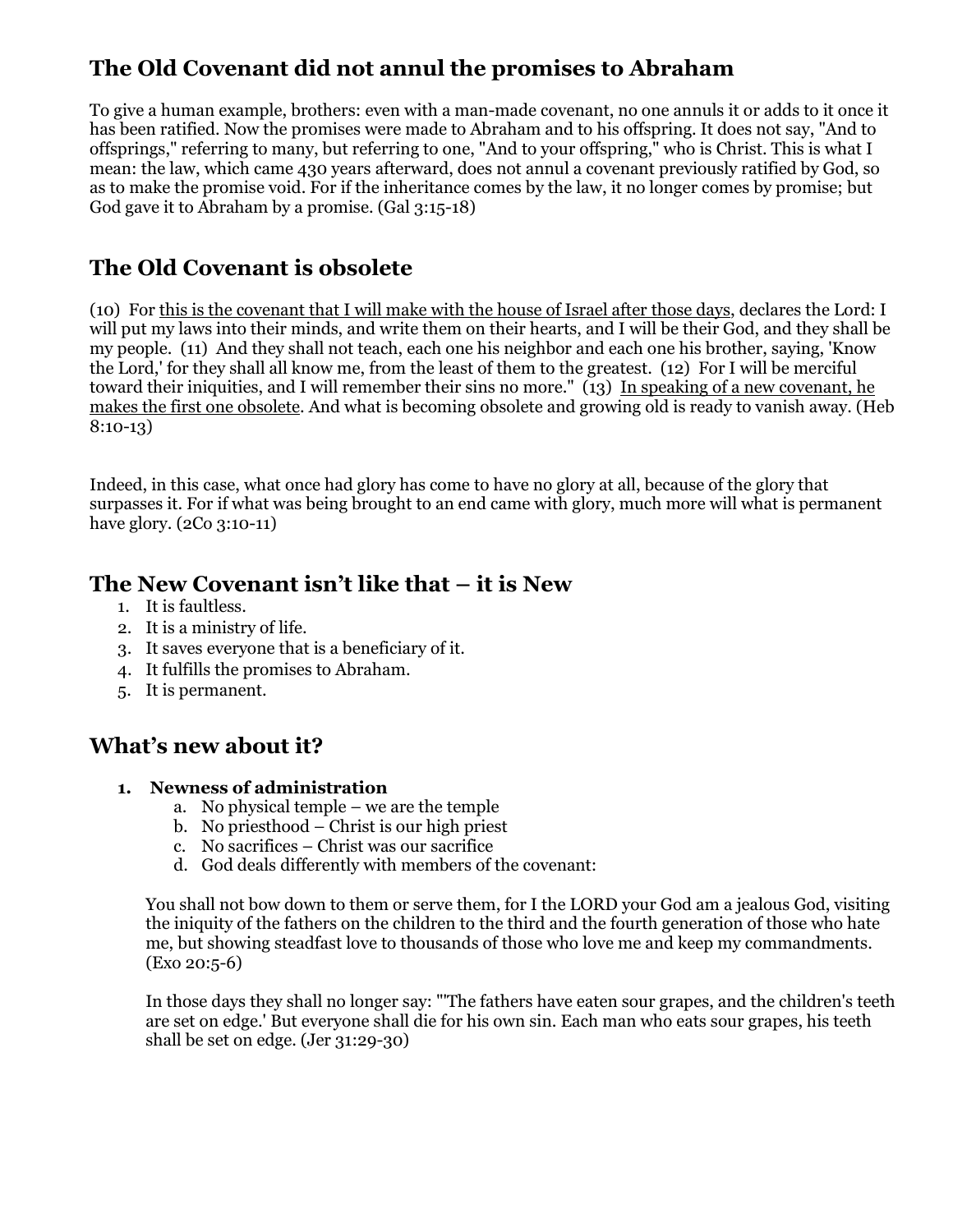## The Old Covenant did not annul the promises to Abraham

To give a human example, brothers: even with a man-made covenant, no one annuls it or adds to it once it has been ratified. Now the promises were made to Abraham and to his offspring. It does not say, "And to offsprings," referring to many, but referring to one, "And to your offspring," who is Christ. This is what I mean: the law, which came 430 years afterward, does not annul a covenant previously ratified by God, so as to make the promise void. For if the inheritance comes by the law, it no longer comes by promise; but God gave it to Abraham by a promise. (Gal 3:15-18)

## The Old Covenant is obsolete

(10) For <u>this is the covenant that I will make with the house of Israel after those days</u>, declares the Lord: I will put my laws into their minds, and write them on their hearts, and I will be their God, and they shall be my people. (11) And they shall not teach, each one his neighbor and each one his brother, saying, 'Know the Lord,' for they shall all know me, from the least of them to the greatest. (12) For I will be merciful toward their iniquities, and I will remember their sins no more." (13) <u>In speaking of a new covenant, he makes the first one obsolete</u>. And what is becoming obsolete and growing old is ready to vanish away. (Heb 8:10-13)

Indeed, in this case, what once had glory has come to have no glory at all, because of the glory that surpasses it. For if what was being brought to an end came with glory, much more will what is permanent have glory. (2Co 3:10-11)

## The New Covenant isn't like that – it is New

1. It is faultless.
2. It is a ministry of life.
3. It saves everyone that is a beneficiary of it.
4. It fulfills the promises to Abraham.
5. It is permanent.

## What's new about it?

1. **Newness of administration**
   a. No physical temple – we are the temple
   b. No priesthood – Christ is our high priest
   c. No sacrifices – Christ was our sacrifice
   d. God deals differently with members of the covenant:

   You shall not bow down to them or serve them, for I the LORD your God am a jealous God, visiting the iniquity of the fathers on the children to the third and the fourth generation of those who hate me, but showing steadfast love to thousands of those who love me and keep my commandments. (Exo 20:5-6)

   In those days they shall no longer say: "'The fathers have eaten sour grapes, and the children's teeth are set on edge.' But everyone shall die for his own sin. Each man who eats sour grapes, his teeth shall be set on edge. (Jer 31:29-30)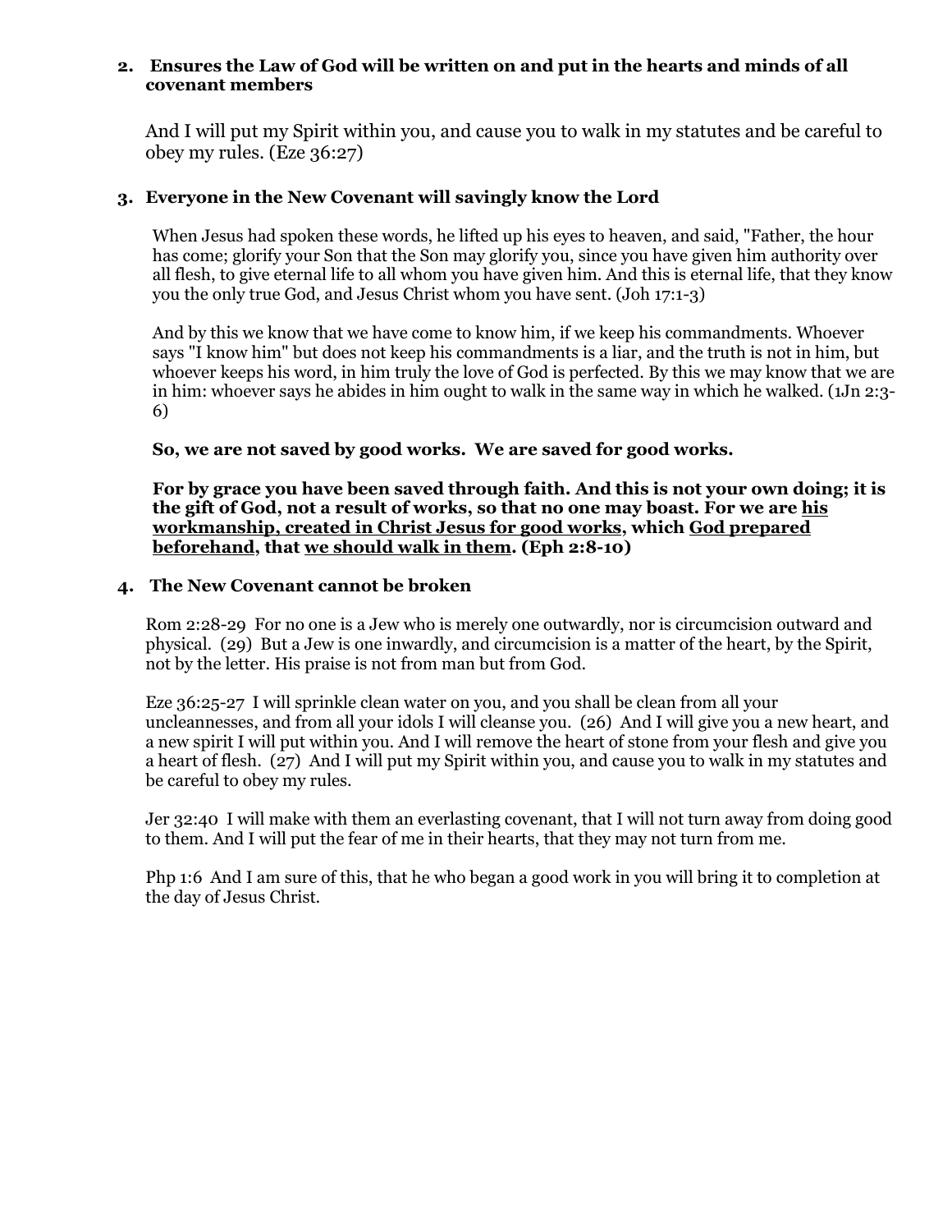2. **Ensures the Law of God will be written on and put in the hearts and minds of all covenant members**

   And I will put my Spirit within you, and cause you to walk in my statutes and be careful to obey my rules. (Eze 36:27)

3. **Everyone in the New Covenant will savingly know the Lord**

   When Jesus had spoken these words, he lifted up his eyes to heaven, and said, "Father, the hour has come; glorify your Son that the Son may glorify you, since you have given him authority over all flesh, to give eternal life to all whom you have given him. And this is eternal life, that they know you the only true God, and Jesus Christ whom you have sent. (Joh 17:1-3)

   And by this we know that we have come to know him, if we keep his commandments. Whoever says "I know him" but does not keep his commandments is a liar, and the truth is not in him, but whoever keeps his word, in him truly the love of God is perfected. By this we may know that we are in him: whoever says he abides in him ought to walk in the same way in which he walked. (1Jn 2:3-6)

   **So, we are not saved by good works. We are saved for good works.**

   **For by grace you have been saved through faith. And this is not your own doing; it is the gift of God, not a result of works, so that no one may boast. For we are <u>his workmanship, created in Christ Jesus for good works</u>, which <u>God prepared beforehand</u>, that <u>we should walk in them</u>. (Eph 2:8-10)**

4. **The New Covenant cannot be broken**

   Rom 2:28-29 For no one is a Jew who is merely one outwardly, nor is circumcision outward and physical. (29) But a Jew is one inwardly, and circumcision is a matter of the heart, by the Spirit, not by the letter. His praise is not from man but from God.

   Eze 36:25-27 I will sprinkle clean water on you, and you shall be clean from all your uncleannesses, and from all your idols I will cleanse you. (26) And I will give you a new heart, and a new spirit I will put within you. And I will remove the heart of stone from your flesh and give you a heart of flesh. (27) And I will put my Spirit within you, and cause you to walk in my statutes and be careful to obey my rules.

   Jer 32:40 I will make with them an everlasting covenant, that I will not turn away from doing good to them. And I will put the fear of me in their hearts, that they may not turn from me.

   Php 1:6 And I am sure of this, that he who began a good work in you will bring it to completion at the day of Jesus Christ.